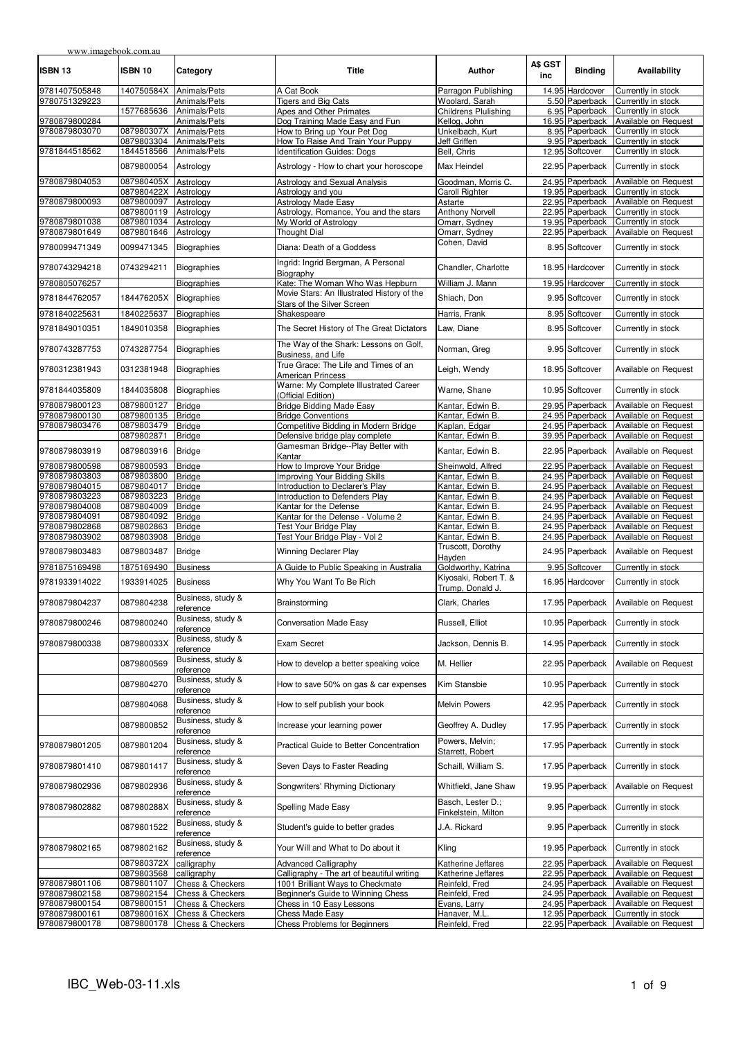www.imagebook.com.au

| ISBN 13 | ISBN 10 | Category | Title | Author | A$ GST inc | Binding | Availability |
|---|---|---|---|---|---|---|---|
| 9781407505848 | 140750584X | Animals/Pets | A Cat Book | Parragon Publishing | 14.95 | Hardcover | Currently in stock |
| 9780751329223 | | Animals/Pets | Tigers and Big Cats | Woolard, Sarah | 5.50 | Paperback | Currently in stock |
| | 1577685636 | Animals/Pets | Apes and Other Primates | Childrens Plulishing | 6.95 | Paperback | Currently in stock |
| 9780879800284 | | Animals/Pets | Dog Training Made Easy and Fun | Kellog, John | 16.95 | Paperback | Available on Request |
| 9780879803070 | 087980307X | Animals/Pets | How to Bring up Your Pet Dog | Unkelbach, Kurt | 8.95 | Paperback | Currently in stock |
| | 0879803304 | Animals/Pets | How To Raise And Train Your Puppy | Jeff Griffen | 9.95 | Paperback | Currently in stock |
| 9781844518562 | 1844518566 | Animals/Pets | Identification Guides: Dogs | Bell, Chris | 12.95 | Softcover | Currently in stock |
| | 0879800054 | Astrology | Astrology - How to chart your horoscope | Max Heindel | 22.95 | Paperback | Currently in stock |
| 9780879804053 | 087980405X | Astrology | Astrology and Sexual Analysis | Goodman, Morris C. | 24.95 | Paperback | Available on Request |
| | 087980422X | Astrology | Astrology and you | Caroll Righter | 19.95 | Paperback | Currently in stock |
| 9780879800093 | 0879800097 | Astrology | Astrology Made Easy | Astarte | 22.95 | Paperback | Available on Request |
| | 0879800119 | Astrology | Astrology, Romance, You and the stars | Anthony Norvell | 22.95 | Paperback | Currently in stock |
| 9780879801038 | 0879801034 | Astrology | My World of Astrology | Omarr, Sydney | 19.95 | Paperback | Currently in stock |
| 9780879801649 | 0879801646 | Astrology | Thought Dial | Omarr, Sydney | 22.95 | Paperback | Available on Request |
| 9780099471349 | 0099471345 | Biographies | Diana: Death of a Goddess | Cohen, David | 8.95 | Softcover | Currently in stock |
| 9780743294218 | 0743294211 | Biographies | Ingrid: Ingrid Bergman, A Personal Biography | Chandler, Charlotte | 18.95 | Hardcover | Currently in stock |
| 9780805076257 | | Biographies | Kate: The Woman Who Was Hepburn | William J. Mann | 19.95 | Hardcover | Currently in stock |
| 9781844762057 | 184476205X | Biographies | Movie Stars: An Illustrated History of the Stars of the Silver Screen | Shiach, Don | 9.95 | Softcover | Currently in stock |
| 9781840225631 | 1840225637 | Biographies | Shakespeare | Harris, Frank | 8.95 | Softcover | Currently in stock |
| 9781849010351 | 1849010358 | Biographies | The Secret History of The Great Dictators | Law, Diane | 8.95 | Softcover | Currently in stock |
| 9780743287753 | 0743287754 | Biographies | The Way of the Shark: Lessons on Golf, Business, and Life | Norman, Greg | 9.95 | Softcover | Currently in stock |
| 9780312381943 | 0312381948 | Biographies | True Grace: The Life and Times of an American Princess | Leigh, Wendy | 18.95 | Softcover | Available on Request |
| 9781844035809 | 1844035808 | Biographies | Warne: My Complete Illustrated Career (Official Edition) | Warne, Shane | 10.95 | Softcover | Currently in stock |
| 9780879800123 | 0879800127 | Bridge | Bridge Bidding Made Easy | Kantar, Edwin B. | 29.95 | Paperback | Available on Request |
| 9780879800130 | 0879800135 | Bridge | Bridge Conventions | Kantar, Edwin B. | 24.95 | Paperback | Available on Request |
| 9780879803476 | 0879803479 | Bridge | Competitive Bidding in Modern Bridge | Kaplan, Edgar | 24.95 | Paperback | Available on Request |
| | 0879802871 | Bridge | Defensive bridge play complete | Kantar, Edwin B. | 39.95 | Paperback | Available on Request |
| 9780879803919 | 0879803916 | Bridge | Gamesman Bridge--Play Better with Kantar | Kantar, Edwin B. | 22.95 | Paperback | Available on Request |
| 9780879800598 | 0879800593 | Bridge | How to Improve Your Bridge | Sheinwold, Alfred | 22.95 | Paperback | Available on Request |
| 9780879803803 | 0879803800 | Bridge | Improving Your Bidding Skills | Kantar, Edwin B. | 24.95 | Paperback | Available on Request |
| 9780879804015 | 0879804017 | Bridge | Introduction to Declarer's Play | Kantar, Edwin B. | 24.95 | Paperback | Available on Request |
| 9780879803223 | 0879803223 | Bridge | Introduction to Defenders Play | Kantar, Edwin B. | 24.95 | Paperback | Available on Request |
| 9780879804008 | 0879804009 | Bridge | Kantar for the Defense | Kantar, Edwin B. | 24.95 | Paperback | Available on Request |
| 9780879804091 | 0879804092 | Bridge | Kantar for the Defense - Volume 2 | Kantar, Edwin B. | 24.95 | Paperback | Available on Request |
| 9780879802868 | 0879802863 | Bridge | Test Your Bridge Play | Kantar, Edwin B. | 24.95 | Paperback | Available on Request |
| 9780879803902 | 0879803908 | Bridge | Test Your Bridge Play - Vol 2 | Kantar, Edwin B. | 24.95 | Paperback | Available on Request |
| 9780879803483 | 0879803487 | Bridge | Winning Declarer Play | Truscott, Dorothy Hayden | 24.95 | Paperback | Available on Request |
| 9781875169498 | 1875169490 | Business | A Guide to Public Speaking in Australia | Goldworthy, Katrina | 9.95 | Softcover | Currently in stock |
| 9781933914022 | 1933914025 | Business | Why You Want To Be Rich | Kiyosaki, Robert T. & Trump, Donald J. | 16.95 | Hardcover | Currently in stock |
| 9780879804237 | 0879804238 | Business, study & reference | Brainstorming | Clark, Charles | 17.95 | Paperback | Available on Request |
| 9780879800246 | 0879800240 | Business, study & reference | Conversation Made Easy | Russell, Elliot | 10.95 | Paperback | Currently in stock |
| 9780879800338 | 087980033X | Business, study & reference | Exam Secret | Jackson, Dennis B. | 14.95 | Paperback | Currently in stock |
| | 0879800569 | Business, study & reference | How to develop a better speaking voice | M. Hellier | 22.95 | Paperback | Available on Request |
| | 0879804270 | Business, study & reference | How to save 50% on gas & car expenses | Kim Stansbie | 10.95 | Paperback | Currently in stock |
| | 0879804068 | Business, study & reference | How to self publish your book | Melvin Powers | 42.95 | Paperback | Currently in stock |
| | 0879800852 | Business, study & reference | Increase your learning power | Geoffrey A. Dudley | 17.95 | Paperback | Currently in stock |
| 9780879801205 | 0879801204 | Business, study & reference | Practical Guide to Better Concentration | Powers, Melvin; Starrett, Robert | 17.95 | Paperback | Currently in stock |
| 9780879801410 | 0879801417 | Business, study & reference | Seven Days to Faster Reading | Schaill, William S. | 17.95 | Paperback | Currently in stock |
| 9780879802936 | 0879802936 | Business, study & reference | Songwriters' Rhyming Dictionary | Whitfield, Jane Shaw | 19.95 | Paperback | Available on Request |
| 9780879802882 | 087980288X | Business, study & reference | Spelling Made Easy | Basch, Lester D.; Finkelstein, Milton | 9.95 | Paperback | Currently in stock |
| | 0879801522 | Business, study & reference | Student's guide to better grades | J.A. Rickard | 9.95 | Paperback | Currently in stock |
| 9780879802165 | 0879802162 | Business, study & reference | Your Will and What to Do about it | Kling | 19.95 | Paperback | Currently in stock |
| | 087980372X | calligraphy | Advanced Calligraphy | Katherine Jeffares | 22.95 | Paperback | Available on Request |
| | 0879803568 | calligraphy | Calligraphy - The art of beautiful writing | Katherine Jeffares | 22.95 | Paperback | Available on Request |
| 9780879801106 | 0879801107 | Chess & Checkers | 1001 Brilliant Ways to Checkmate | Reinfeld, Fred | 24.95 | Paperback | Available on Request |
| 9780879802158 | 0879802154 | Chess & Checkers | Beginner's Guide to Winning Chess | Reinfeld, Fred | 24.95 | Paperback | Available on Request |
| 9780879800154 | 0879800151 | Chess & Checkers | Chess in 10 Easy Lessons | Evans, Larry | 24.95 | Paperback | Available on Request |
| 9780879800161 | 087980016X | Chess & Checkers | Chess Made Easy | Hanaver, M.L. | 12.95 | Paperback | Currently in stock |
| 9780879800178 | 0879800178 | Chess & Checkers | Chess Problems for Beginners | Reinfeld, Fred | 22.95 | Paperback | Available on Request |

IBC_Web-03-11.xls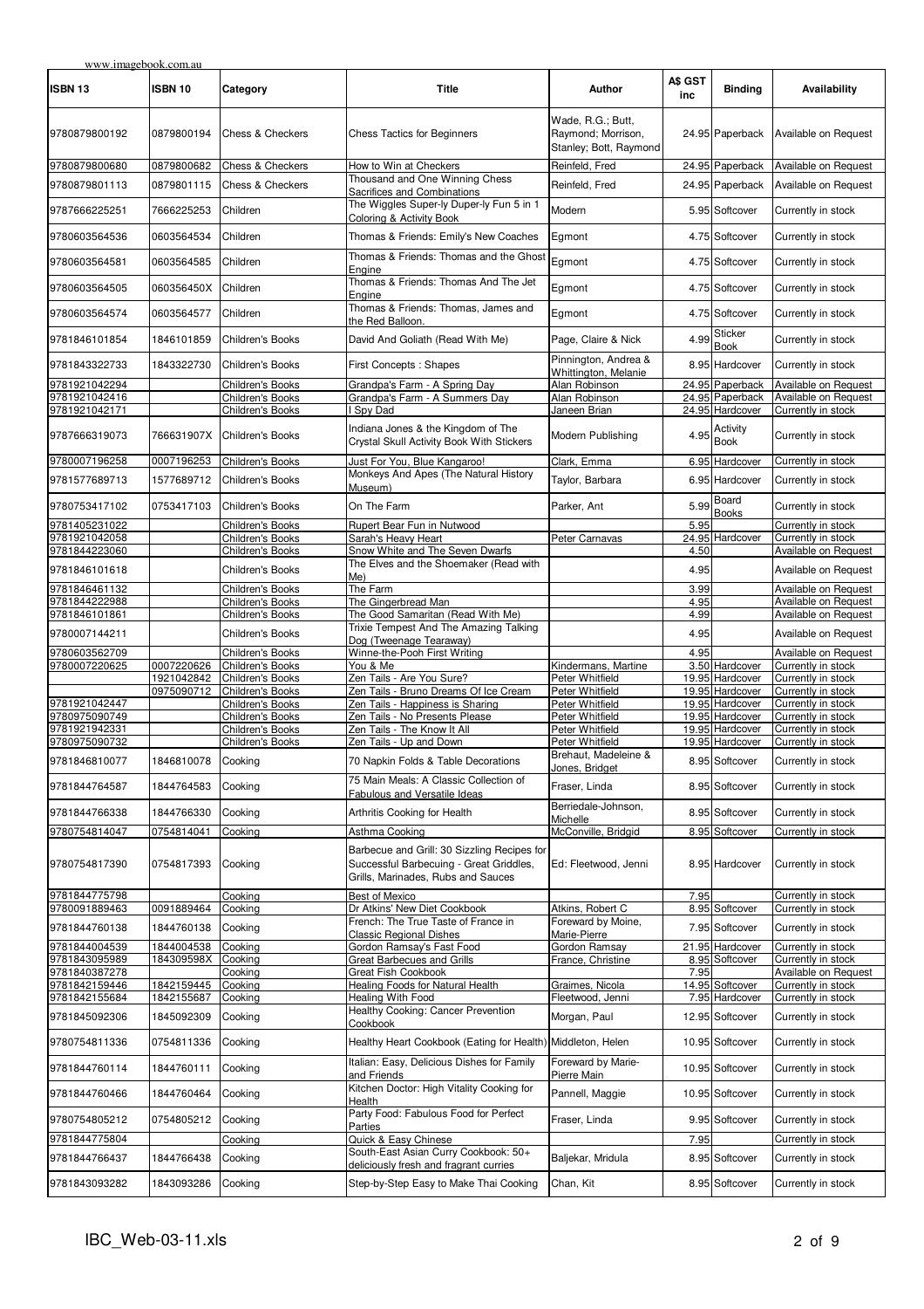| ISBN 13 | ISBN 10 | Category | Title | Author | A$ GST inc | Binding | Availability |
|---|---|---|---|---|---|---|---|
| 9780879800192 | 0879800194 | Chess & Checkers | Chess Tactics for Beginners | Wade, R.G.; Butt, Raymond; Morrison, Stanley; Bott, Raymond | 24.95 | Paperback | Available on Request |
| 9780879800680 | 0879800682 | Chess & Checkers | How to Win at Checkers | Reinfeld, Fred | 24.95 | Paperback | Available on Request |
| 9780879801113 | 0879801115 | Chess & Checkers | Thousand and One Winning Chess Sacrifices and Combinations | Reinfeld, Fred | 24.95 | Paperback | Available on Request |
| 9787666225251 | 7666225253 | Children | The Wiggles Super-ly Duper-ly Fun 5 in 1 Coloring & Activity Book | Modern | 5.95 | Softcover | Currently in stock |
| 9780603564536 | 0603564534 | Children | Thomas & Friends: Emily's New Coaches | Egmont | 4.75 | Softcover | Currently in stock |
| 9780603564581 | 0603564585 | Children | Thomas & Friends: Thomas and the Ghost Engine | Egmont | 4.75 | Softcover | Currently in stock |
| 9780603564505 | 060356450X | Children | Thomas & Friends: Thomas And The Jet Engine | Egmont | 4.75 | Softcover | Currently in stock |
| 9780603564574 | 0603564577 | Children | Thomas & Friends: Thomas, James and the Red Balloon. | Egmont | 4.75 | Softcover | Currently in stock |
| 9781846101854 | 1846101859 | Children's Books | David And Goliath (Read With Me) | Page, Claire & Nick | 4.99 | Sticker Book | Currently in stock |
| 9781843322733 | 1843322730 | Children's Books | First Concepts : Shapes | Pinnington, Andrea & Whittington, Melanie | 8.95 | Hardcover | Currently in stock |
| 9781921042294 | | Children's Books | Grandpa's Farm - A Spring Day | Alan Robinson | 24.95 | Paperback | Available on Request |
| 9781921042416 | | Children's Books | Grandpa's Farm - A Summers Day | Alan Robinson | 24.95 | Paperback | Available on Request |
| 9781921042171 | | Children's Books | I Spy Dad | Janeen Brian | 24.95 | Hardcover | Currently in stock |
| 9787666319073 | 766631907X | Children's Books | Indiana Jones & the Kingdom of The Crystal Skull Activity Book With Stickers | Modern Publishing | 4.95 | Activity Book | Currently in stock |
| 9780007196258 | 0007196253 | Children's Books | Just For You, Blue Kangaroo! | Clark, Emma | 6.95 | Hardcover | Currently in stock |
| 9781577689713 | 1577689712 | Children's Books | Monkeys And Apes (The Natural History Museum) | Taylor, Barbara | 6.95 | Hardcover | Currently in stock |
| 9780753417102 | 0753417103 | Children's Books | On The Farm | Parker, Ant | 5.99 | Board Books | Currently in stock |
| 9781405231022 | | Children's Books | Rupert Bear Fun in Nutwood | | 5.95 | | Currently in stock |
| 9781921042058 | | Children's Books | Sarah's Heavy Heart | Peter Carnavas | 24.95 | Hardcover | Currently in stock |
| 9781844223060 | | Children's Books | Snow White and The Seven Dwarfs | | 4.50 | | Available on Request |
| 9781846101618 | | Children's Books | The Elves and the Shoemaker (Read with Me) | | 4.95 | | Available on Request |
| 9781846461132 | | Children's Books | The Farm | | 3.99 | | Available on Request |
| 9781844222988 | | Children's Books | The Gingerbread Man | | 4.95 | | Available on Request |
| 9781846101861 | | Children's Books | The Good Samaritan (Read With Me) | | 4.99 | | Available on Request |
| 9780007144211 | | Children's Books | Trixie Tempest And The Amazing Talking Dog (Tweenage Tearaway) | | 4.95 | | Available on Request |
| 9780603562709 | | Children's Books | Winne-the-Pooh First Writing | | 4.95 | | Available on Request |
| 9780007220625 | 0007220626 | Children's Books | You & Me | Kindermans, Martine | 3.50 | Hardcover | Currently in stock |
| | 1921042842 | Children's Books | Zen Tails - Are You Sure? | Peter Whitfield | 19.95 | Hardcover | Currently in stock |
| | 0975090712 | Children's Books | Zen Tails - Bruno Dreams Of Ice Cream | Peter Whitfield | 19.95 | Hardcover | Currently in stock |
| 9781921042447 | | Children's Books | Zen Tails - Happiness is Sharing | Peter Whitfield | 19.95 | Hardcover | Currently in stock |
| 9780975090749 | | Children's Books | Zen Tails - No Presents Please | Peter Whitfield | 19.95 | Hardcover | Currently in stock |
| 9781921942331 | | Children's Books | Zen Tails - The Know It All | Peter Whitfield | 19.95 | Hardcover | Currently in stock |
| 9780975090732 | | Children's Books | Zen Tails - Up and Down | Peter Whitfield | 19.95 | Hardcover | Currently in stock |
| 9781846810077 | 1846810078 | Cooking | 70 Napkin Folds & Table Decorations | Brehaut, Madeleine & Jones, Bridget | 8.95 | Softcover | Currently in stock |
| 9781844764587 | 1844764583 | Cooking | 75 Main Meals: A Classic Collection of Fabulous and Versatile Ideas | Fraser, Linda | 8.95 | Softcover | Currently in stock |
| 9781844766338 | 1844766330 | Cooking | Arthritis Cooking for Health | Berriedale-Johnson, Michelle | 8.95 | Softcover | Currently in stock |
| 9780754814047 | 0754814041 | Cooking | Asthma Cooking | McConville, Bridgid | 8.95 | Softcover | Currently in stock |
| 9780754817390 | 0754817393 | Cooking | Barbecue and Grill: 30 Sizzling Recipes for Successful Barbecuing - Great Griddles, Grills, Marinades, Rubs and Sauces | Ed: Fleetwood, Jenni | 8.95 | Hardcover | Currently in stock |
| 9781844775798 | | Cooking | Best of Mexico | | 7.95 | | Currently in stock |
| 9780091889463 | 0091889464 | Cooking | Dr Atkins' New Diet Cookbook | Atkins, Robert C | 8.95 | Softcover | Currently in stock |
| 9781844760138 | 1844760138 | Cooking | French: The True Taste of France in Classic Regional Dishes | Foreward by Moine, Marie-Pierre | 7.95 | Softcover | Currently in stock |
| 9781844004539 | 1844004538 | Cooking | Gordon Ramsay's Fast Food | Gordon Ramsay | 21.95 | Hardcover | Currently in stock |
| 9781843095989 | 184309598X | Cooking | Great Barbecues and Grills | France, Christine | 8.95 | Softcover | Currently in stock |
| 9781840387278 | | Cooking | Great Fish Cookbook | | 7.95 | | Available on Request |
| 9781842159446 | 1842159445 | Cooking | Healing Foods for Natural Health | Graimes, Nicola | 14.95 | Softcover | Currently in stock |
| 9781842155684 | 1842155687 | Cooking | Healing With Food | Fleetwood, Jenni | 7.95 | Hardcover | Currently in stock |
| 9781845092306 | 1845092309 | Cooking | Healthy Cooking: Cancer Prevention Cookbook | Morgan, Paul | 12.95 | Softcover | Currently in stock |
| 9780754811336 | 0754811336 | Cooking | Healthy Heart Cookbook (Eating for Health) | Middleton, Helen | 10.95 | Softcover | Currently in stock |
| 9781844760114 | 1844760111 | Cooking | Italian: Easy, Delicious Dishes for Family and Friends | Foreward by Marie-Pierre Main | 10.95 | Softcover | Currently in stock |
| 9781844760466 | 1844760464 | Cooking | Kitchen Doctor: High Vitality Cooking for Health | Pannell, Maggie | 10.95 | Softcover | Currently in stock |
| 9780754805212 | 0754805212 | Cooking | Party Food: Fabulous Food for Perfect Parties | Fraser, Linda | 9.95 | Softcover | Currently in stock |
| 9781844775804 | | Cooking | Quick & Easy Chinese | | 7.95 | | Currently in stock |
| 9781844766437 | 1844766438 | Cooking | South-East Asian Curry Cookbook: 50+ deliciously fresh and fragrant curries | Baljekar, Mridula | 8.95 | Softcover | Currently in stock |
| 9781843093282 | 1843093286 | Cooking | Step-by-Step Easy to Make Thai Cooking | Chan, Kit | 8.95 | Softcover | Currently in stock |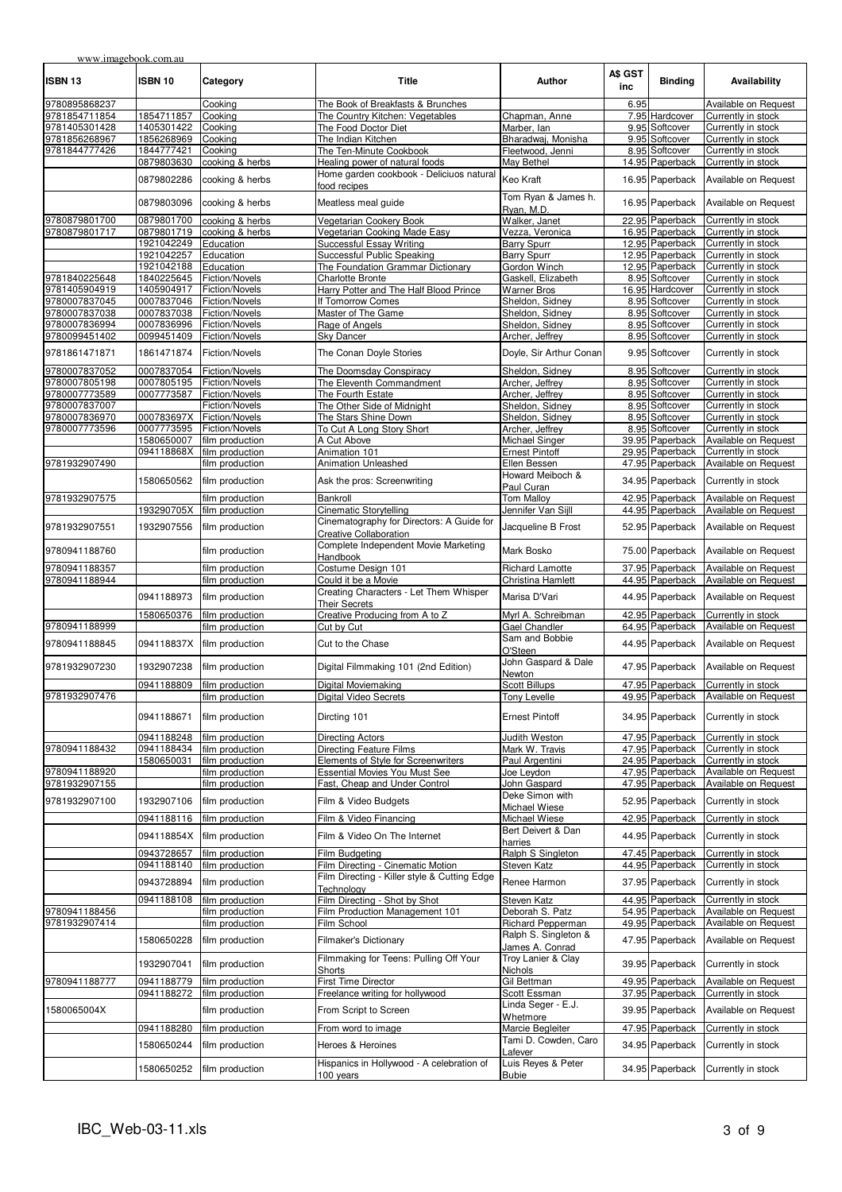www.imagebook.com.au

| ISBN 13 | ISBN 10 | Category | Title | Author | A$ GST inc | Binding | Availability |
|---|---|---|---|---|---|---|---|
| 9780895868237 | | Cooking | The Book of Breakfasts & Brunches | | 6.95 | | Available on Request |
| 9781854711854 | 1854711857 | Cooking | The Country Kitchen: Vegetables | Chapman, Anne | 7.95 | Hardcover | Currently in stock |
| 9781405301428 | 1405301422 | Cooking | The Food Doctor Diet | Marber, Ian | 9.95 | Softcover | Currently in stock |
| 9781856268967 | 1856268969 | Cooking | The Indian Kitchen | Bharadwaj, Monisha | 9.95 | Softcover | Currently in stock |
| 9781844777426 | 1844777421 | Cooking | The Ten-Minute Cookbook | Fleetwood, Jenni | 8.95 | Softcover | Currently in stock |
| | 0879803630 | cooking & herbs | Healing power of natural foods | May Bethel | 14.95 | Paperback | Currently in stock |
| | 0879802286 | cooking & herbs | Home garden cookbook - Deliciuos natural food recipes | Keo Kraft | 16.95 | Paperback | Available on Request |
| | 0879803096 | cooking & herbs | Meatless meal guide | Tom Ryan & James h. Ryan, M.D. | 16.95 | Paperback | Available on Request |
| 9780879801700 | 0879801700 | cooking & herbs | Vegetarian Cookery Book | Walker, Janet | 22.95 | Paperback | Currently in stock |
| 9780879801717 | 0879801719 | cooking & herbs | Vegetarian Cooking Made Easy | Vezza, Veronica | 16.95 | Paperback | Currently in stock |
| | 1921042249 | Education | Successful Essay Writing | Barry Spurr | 12.95 | Paperback | Currently in stock |
| | 1921042257 | Education | Successful Public Speaking | Barry Spurr | 12.95 | Paperback | Currently in stock |
| | 1921042188 | Education | The Foundation Grammar Dictionary | Gordon Winch | 12.95 | Paperback | Currently in stock |
| 9781840225648 | 1840225645 | Fiction/Novels | Charlotte Bronte | Gaskell, Elizabeth | 8.95 | Softcover | Currently in stock |
| 9781405904919 | 1405904917 | Fiction/Novels | Harry Potter and The Half Blood Prince | Warner Bros | 16.95 | Hardcover | Currently in stock |
| 9780007837045 | 0007837046 | Fiction/Novels | If Tomorrow Comes | Sheldon, Sidney | 8.95 | Softcover | Currently in stock |
| 9780007837038 | 0007837038 | Fiction/Novels | Master of The Game | Sheldon, Sidney | 8.95 | Softcover | Currently in stock |
| 9780007836994 | 0007836996 | Fiction/Novels | Rage of Angels | Sheldon, Sidney | 8.95 | Softcover | Currently in stock |
| 9780099451402 | 0099451409 | Fiction/Novels | Sky Dancer | Archer, Jeffrey | 8.95 | Softcover | Currently in stock |
| 9781861471871 | 1861471874 | Fiction/Novels | The Conan Doyle Stories | Doyle, Sir Arthur Conan | 9.95 | Softcover | Currently in stock |
| 9780007837052 | 0007837054 | Fiction/Novels | The Doomsday Conspiracy | Sheldon, Sidney | 8.95 | Softcover | Currently in stock |
| 9780007805198 | 0007805195 | Fiction/Novels | The Eleventh Commandment | Archer, Jeffrey | 8.95 | Softcover | Currently in stock |
| 9780007773589 | 0007773587 | Fiction/Novels | The Fourth Estate | Archer, Jeffrey | 8.95 | Softcover | Currently in stock |
| 9780007837007 | | Fiction/Novels | The Other Side of Midnight | Sheldon, Sidney | 8.95 | Softcover | Currently in stock |
| 9780007836970 | 000783697X | Fiction/Novels | The Stars Shine Down | Sheldon, Sidney | 8.95 | Softcover | Currently in stock |
| 9780007773596 | 0007773595 | Fiction/Novels | To Cut A Long Story Short | Archer, Jeffrey | 8.95 | Softcover | Currently in stock |
| | 1580650007 | film production | A Cut Above | Michael Singer | 39.95 | Paperback | Available on Request |
| | 094118868X | film production | Animation 101 | Ernest Pintoff | 29.95 | Paperback | Currently in stock |
| 9781932907490 | | film production | Animation Unleashed | Ellen Bessen | 47.95 | Paperback | Available on Request |
| | 1580650562 | film production | Ask the pros: Screenwriting | Howard Meiboch & Paul Curan | 34.95 | Paperback | Currently in stock |
| 9781932907575 | | film production | Bankroll | Tom Malloy | 42.95 | Paperback | Available on Request |
| | 193290705X | film production | Cinematic Storytelling | Jennifer Van Sijll | 44.95 | Paperback | Available on Request |
| 9781932907551 | 1932907556 | film production | Cinematography for Directors: A Guide for Creative Collaboration | Jacqueline B Frost | 52.95 | Paperback | Available on Request |
| 9780941188760 | | film production | Complete Independent Movie Marketing Handbook | Mark Bosko | 75.00 | Paperback | Available on Request |
| 9780941188357 | | film production | Costume Design 101 | Richard Lamotte | 37.95 | Paperback | Available on Request |
| 9780941188944 | | film production | Could it be a Movie | Christina Hamlett | 44.95 | Paperback | Available on Request |
| | 0941188973 | film production | Creating Characters - Let Them Whisper Their Secrets | Marisa D'Vari | 44.95 | Paperback | Available on Request |
| | 1580650376 | film production | Creative Producing from A to Z | Myrl A. Schreibman | 42.95 | Paperback | Currently in stock |
| 9780941188999 | | film production | Cut by Cut | Gael Chandler | 64.95 | Paperback | Available on Request |
| 9780941188845 | 094118837X | film production | Cut to the Chase | Sam and Bobbie O'Steen | 44.95 | Paperback | Available on Request |
| 9781932907230 | 1932907238 | film production | Digital Filmmaking 101 (2nd Edition) | John Gaspard & Dale Newton | 47.95 | Paperback | Available on Request |
| | 0941188809 | film production | Digital Moviemaking | Scott Billups | 47.95 | Paperback | Currently in stock |
| 9781932907476 | | film production | Digital Video Secrets | Tony Levelle | 49.95 | Paperback | Available on Request |
| | 0941188671 | film production | Dircting 101 | Ernest Pintoff | 34.95 | Paperback | Currently in stock |
| | 0941188248 | film production | Directing Actors | Judith Weston | 47.95 | Paperback | Currently in stock |
| 9780941188432 | 0941188434 | film production | Directing Feature Films | Mark W. Travis | 47.95 | Paperback | Currently in stock |
| | 1580650031 | film production | Elements of Style for Screenwriters | Paul Argentini | 24.95 | Paperback | Currently in stock |
| 9780941188920 | | film production | Essential Movies You Must See | Joe Leydon | 47.95 | Paperback | Available on Request |
| 9781932907155 | | film production | Fast, Cheap and Under Control | John Gaspard | 47.95 | Paperback | Available on Request |
| 9781932907100 | 1932907106 | film production | Film & Video Budgets | Deke Simon with Michael Wiese | 52.95 | Paperback | Currently in stock |
| | 0941188116 | film production | Film & Video Financing | Michael Wiese | 42.95 | Paperback | Currently in stock |
| | 094118854X | film production | Film & Video On The Internet | Bert Deivert & Dan harries | 44.95 | Paperback | Currently in stock |
| | 0943728657 | film production | Film Budgeting | Ralph S Singleton | 47.45 | Paperback | Currently in stock |
| | 0941188140 | film production | Film Directing - Cinematic Motion | Steven Katz | 44.95 | Paperback | Currently in stock |
| | 0943728894 | film production | Film Directing - Killer style & Cutting Edge Technology | Renee Harmon | 37.95 | Paperback | Currently in stock |
| | 0941188108 | film production | Film Directing - Shot by Shot | Steven Katz | 44.95 | Paperback | Currently in stock |
| 9780941188456 | | film production | Film Production Management 101 | Deborah S. Patz | 54.95 | Paperback | Available on Request |
| 9781932907414 | | film production | Film School | Richard Pepperman | 49.95 | Paperback | Available on Request |
| | 1580650228 | film production | Filmaker's Dictionary | Ralph S. Singleton & James A. Conrad | 47.95 | Paperback | Available on Request |
| | 1932907041 | film production | Filmmaking for Teens: Pulling Off Your Shorts | Troy Lanier & Clay Nichols | 39.95 | Paperback | Currently in stock |
| 9780941188777 | 0941188779 | film production | First Time Director | Gil Bettman | 49.95 | Paperback | Available on Request |
| | 0941188272 | film production | Freelance writing for hollywood | Scott Essman | 37.95 | Paperback | Currently in stock |
| 1580065004X | | film production | From Script to Screen | Linda Seger - E.J. Whetmore | 39.95 | Paperback | Available on Request |
| | 0941188280 | film production | From word to image | Marcie Begleiter | 47.95 | Paperback | Currently in stock |
| | 1580650244 | film production | Heroes & Heroines | Tami D. Cowden, Caro Lafever | 34.95 | Paperback | Currently in stock |
| | 1580650252 | film production | Hispanics in Hollywood - A celebration of 100 years | Luis Reyes & Peter Bubie | 34.95 | Paperback | Currently in stock |

IBC_Web-03-11.xls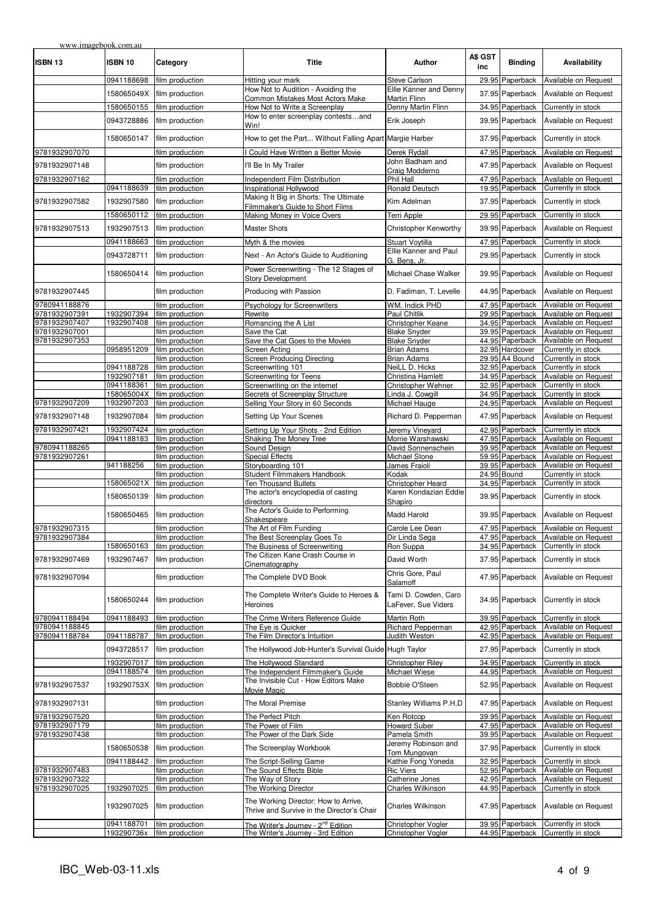www.imagebook.com.au

| ISBN 13 | ISBN 10 | Category | Title | Author | A$ GST inc | Binding | Availability |
|---|---|---|---|---|---|---|---|
| | 0941188698 | film production | Hitting your mark | Steve Carlson | 29.95 | Paperback | Available on Request |
| | 158065049X | film production | How Not to Audition - Avoiding the Common Mistakes Most Actors Make | Ellie Kanner and Denny Martin Flinn | 37.95 | Paperback | Available on Request |
| | 1580650155 | film production | How Not to Write a Screenplay | Denny Martin Flinn | 34.95 | Paperback | Currently in stock |
| | 0943728886 | film production | How to enter screenplay contests…and Win! | Erik Joseph | 39.95 | Paperback | Available on Request |
| | 1580650147 | film production | How to get the Part... Without Falling Apart | Margie Harber | 37.95 | Paperback | Currently in stock |
| 9781932907070 | | film production | I Could Have Written a Better Movie | Derek Rydall | 47.95 | Paperback | Available on Request |
| 9781932907148 | | film production | I'll Be In My Trailer | John Badham and Craig Modderno | 47.95 | Paperback | Available on Request |
| 9781932907162 | | film production | Independent Film Distribution | Phil Hall | 47.95 | Paperback | Available on Request |
| | 0941188639 | film production | Inspirational Hollywood | Ronald Deutsch | 19.95 | Paperback | Currently in stock |
| 9781932907582 | 1932907580 | film production | Making It Big in Shorts: The Ultimate Filmmaker's Guide to Short Films | Kim Adelman | 37.95 | Paperback | Currently in stock |
| | 1580650112 | film production | Making Money in Voice Overs | Terri Apple | 29.95 | Paperback | Currently in stock |
| 9781932907513 | 1932907513 | film production | Master Shots | Christopher Kenworthy | 39.95 | Paperback | Available on Request |
| | 0941188663 | film production | Myth & the movies | Stuart Voytilla | 47.95 | Paperback | Currently in stock |
| | 0943728711 | film production | Next - An Actor's Guide to Auditioning | Ellie Kanner and Paul G. Bens, Jr. | 29.95 | Paperback | Currently in stock |
| | 1580650414 | film production | Power Screenwriting - The 12 Stages of Story Development | Michael Chase Walker | 39.95 | Paperback | Available on Request |
| 9781932907445 | | film production | Producing with Passion | D. Fadiman, T. Levelle | 44.95 | Paperback | Available on Request |
| 9780941188876 | | film production | Psychology for Screenwriters | WM. Indick PHD | 47.95 | Paperback | Available on Request |
| 9781932907391 | 1932907394 | film production | Rewrite | Paul Chitlik | 29.95 | Paperback | Available on Request |
| 9781932907407 | 1932907408 | film production | Romancing the A List | Christopher Keane | 34.95 | Paperback | Available on Request |
| 9781932907001 | | film production | Save the Cat | Blake Snyder | 39.95 | Paperback | Available on Request |
| 9781932907353 | | film production | Save the Cat Goes to the Movies | Blake Snyder | 44.95 | Paperback | Available on Request |
| | 0958951209 | film production | Screen Acting | Brian Adams | 32.95 | Hardcover | Currently in stock |
| | | film production | Screen Producing Directing | Brian Adams | 29.95 | A4 Bound | Currently in stock |
| | 0941188728 | film production | Screenwriting 101 | NeiLL D. Hicks | 32.95 | Paperback | Currently in stock |
| | 1932907181 | film production | Screenwriting for Teens | Christina Hamlett | 34.95 | Paperback | Available on Request |
| | 0941188361 | film production | Screenwriting on the internet | Christopher Wehner | 32.95 | Paperback | Currently in stock |
| | 158065004X | film production | Secrets of Screenplay Structure | Linda J. Cowgill | 34.95 | Paperback | Currently in stock |
| 9781932907209 | 1932907203 | film production | Selling Your Story in 60 Seconds | Michael Hauge | 24.95 | Paperback | Available on Request |
| 9781932907148 | 1932907084 | film production | Setting Up Your Scenes | Richard D. Pepperman | 47.95 | Paperback | Available on Request |
| 9781932907421 | 1932907424 | film production | Setting Up Your Shots - 2nd Edition | Jeremy Vineyard | 42.95 | Paperback | Currently in stock |
| | 0941188183 | film production | Shaking The Money Tree | Morrie Warshawski | 47.95 | Paperback | Available on Request |
| 9780941188265 | | film production | Sound Design | David Sonnenschein | 39.95 | Paperback | Available on Request |
| 9781932907261 | | film production | Special Effects | Michael Stone | 59.95 | Paperback | Available on Request |
| | 941188256 | film production | Storyboarding 101 | James Fraioli | 39.95 | Paperback | Available on Request |
| | | film production | Student Filmmakers Handbook | Kodak | 24.95 | Bound | Currently in stock |
| | 158065021X | film production | Ten Thousand Bullets | Christopher Heard | 34.95 | Paperback | Currently in stock |
| | 1580650139 | film production | The actor's encyclopedia of casting directors | Karen Kondazian Eddie Shapiro | 39.95 | Paperback | Currently in stock |
| | 1580650465 | film production | The Actor's Guide to Performing Shakespeare | Madd Harold | 39.95 | Paperback | Available on Request |
| 9781932907315 | | film production | The Art of Film Funding | Carole Lee Dean | 47.95 | Paperback | Available on Request |
| 9781932907384 | | film production | The Best Screenplay Goes To | Dir Linda Sega | 47.95 | Paperback | Available on Request |
| | 1580650163 | film production | The Business of Screenwriting | Ron Suppa | 34.95 | Paperback | Currently in stock |
| 9781932907469 | 1932907467 | film production | The Citizen Kane Crash Course in Cinematography | David Worth | 37.95 | Paperback | Currently in stock |
| 9781932907094 | | film production | The Complete DVD Book | Chris Gore, Paul Salamoff | 47.95 | Paperback | Available on Request |
| | 1580650244 | film production | The Complete Writer's Guide to Heroes & Heroines | Tami D. Cowden, Caro LaFever, Sue Viders | 34.95 | Paperback | Currently in stock |
| 9780941188494 | 0941188493 | film production | The Crime Writers Reference Guide | Martin Roth | 39.95 | Paperback | Currently in stock |
| 9780941188845 | | film production | The Eye is Quicker | Richard Pepperman | 42.95 | Paperback | Available on Request |
| 9780941188784 | 0941188787 | film production | The Film Director's Intuition | Judith Weston | 42.95 | Paperback | Available on Request |
| | 0943728517 | film production | The Hollywood Job-Hunter's Survival Guide | Hugh Taylor | 27.95 | Paperback | Currently in stock |
| | 1932907017 | film production | The Hollywood Standard | Christopher Riley | 34.95 | Paperback | Currently in stock |
| | 0941188574 | film production | The Independent Filmmaker's Guide | Michael Wiese | 44.95 | Paperback | Available on Request |
| 9781932907537 | 193290753X | film production | The Invisible Cut - How Editors Make Movie Magic | Bobbie O'Steen | 52.95 | Paperback | Available on Request |
| 9781932907131 | | film production | The Moral Premise | Stanley Williams P.H.D | 47.95 | Paperback | Available on Request |
| 9781932907520 | | film production | The Perfect Pitch | Ken Rotcop | 39.95 | Paperback | Available on Request |
| 9781932907179 | | film production | The Power of Film | Howard Suber | 47.95 | Paperback | Available on Request |
| 9781932907438 | | film production | The Power of the Dark Side | Pamela Smith | 39.95 | Paperback | Available on Request |
| | 1580650538 | film production | The Screenplay Workbook | Jeremy Robinson and Tom Mungovan | 37.95 | Paperback | Currently in stock |
| | 0941188442 | film production | The Script-Selling Game | Kathie Fong Yoneda | 32.95 | Paperback | Currently in stock |
| 9781932907483 | | film production | The Sound Effects Bible | Ric Viers | 52.95 | Paperback | Available on Request |
| 9781932907322 | | film production | The Way of Story | Catherine Jones | 42.95 | Paperback | Available on Request |
| 9781932907025 | 1932907025 | film production | The Working Director | Charles Wilkinson | 44.95 | Paperback | Currently in stock |
| | 1932907025 | film production | The Working Director: How to Arrive, Thrive and Survive in the Director's Chair | Charles Wilkinson | 47.95 | Paperback | Available on Request |
| | 0941188701 | film production | The Writer's Journey - 2nd Edition | Christopher Vogler | 39.95 | Paperback | Currently in stock |
| | 193290736x | film production | The Writer's Journey - 3rd Edition | Christopher Vogler | 44.95 | Paperback | Currently in stock |

IBC_Web-03-11.xls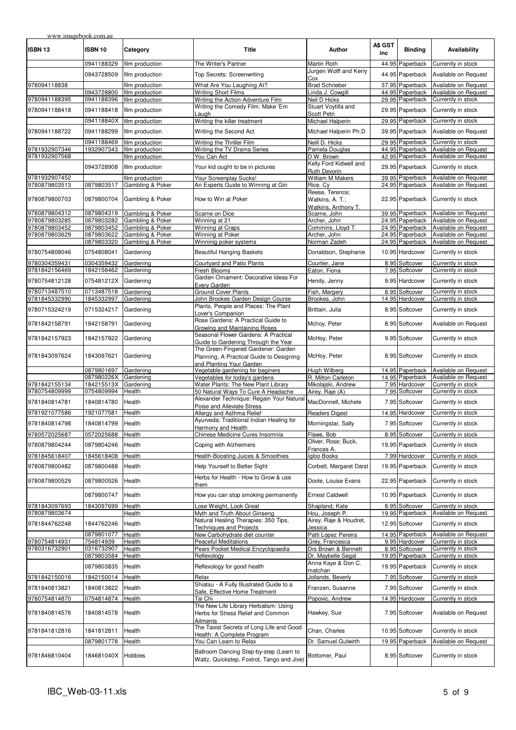| ISBN 13 | ISBN 10 | Category | Title | Author | A$ GST inc | Binding | Availability |
|---|---|---|---|---|---|---|---|
| | 0941188329 | film production | The Writer's Partner | Martin Roth | 44.95 | Paperback | Currently in stock |
| | 0943728509 | film production | Top Secrets: Screenwriting | Jurgen Wolff and Kerry Cox | 44.95 | Paperback | Available on Request |
| 978094118838 | | film production | What Are You Laughing At? | Brad Schrieber | 37.95 | Paperback | Available on Request |
| | 0943728800 | film production | Writing Short Films | Linda J. Cowgill | 44.95 | Paperback | Available on Request |
| 9780941188395 | 0941188396 | film production | Writing the Action-Adventure Film | Neil D Hicks | 29.95 | Paperback | Currently in stock |
| 9780941188418 | 0941188418 | film production | Writing the Comedy Film: Make 'Em Laugh | Stuart Voytilla and Scott Petri | 29.95 | Paperback | Currently in stock |
| | 094118840X | film production | Writing the killer treatment | Michael Halperin | 29.95 | Paperback | Currently in stock |
| 9780941188722 | 0941188299 | film production | Writing the Second Act | Michael Halperin Ph.D | 39.95 | Paperback | Available on Request |
| | 0941188469 | film production | Writing the Thriller Film | Neill D. Hicks | 29.95 | Paperback | Currently in stock |
| 9781932907346 | 1932907343 | film production | Writing the TV Drama Series | Pamela Douglas | 44.95 | Paperback | Available on Request |
| 9781932907568 | | film production | You Can Act | D.W. Brown | 42.95 | Paperback | Available on Request |
| | 0943728908 | film production | Your kid ought to be in pictures | Kelly Ford Kidwell and Ruth Devorin | 29.95 | Paperback | Currently in stock |
| 9781932907452 | | film production | Your Screenplay Sucks! | William M Makers | 39.95 | Paperback | Available on Request |
| 9780879803513 | 0879803517 | Gambling & Poker | An Experts Guide to Winning at Gin | Rice, Cy | 24.95 | Paperback | Available on Request |
| 9780879800703 | 0879800704 | Gambling & Poker | How to Win at Poker | Reese, Terence; Watkins, A. T.; Watkins, Anthony T. | 22.95 | Paperback | Currently in stock |
| 9780879804312 | 0879804319 | Gambling & Poker | Scarne on Dice | Scarne, John | 39.95 | Paperback | Available on Request |
| 9780879803285 | 0879803282 | Gambling & Poker | Winning at 21 | Archer, John | 24.95 | Paperback | Available on Request |
| 9780879803452 | 0879803452 | Gambling & Poker | Winning at Craps | Commins, Lloyd T. | 24.95 | Paperback | Available on Request |
| 9780879803629 | 0879803622 | Gambling & Poker | Winning at Poker | Archer, John | 24.95 | Paperback | Available on Request |
| | 0879803320 | Gambling & Poker | Winninig poker systems | Norman Zadeh | 24.95 | Paperback | Available on Request |
| 9780754808046 | 0754808041 | Gardening | Beautiful Hanging Baskets | Donaldson, Stephanie | 10.95 | Hardcover | Currently in stock |
| 9780304359431 | 0304359432 | Gardening | Courtyard and Patio Plants | Courtier, Jane | 8.95 | Softcover | Currently in stock |
| 9781842156469 | 1842156462 | Gardening | Fresh Blooms | Eaton, Fiona | 7.95 | Softcover | Currently in stock |
| 9780754812128 | 075481212X | Gardening | Garden Ornament: Decorative Ideas For Every Garden | Hendy, Jenny | 9.95 | Hardcover | Currently in stock |
| 9780713487510 | 0713487518 | Gardening | Ground Cover Plants | Fish, Margery | 8.95 | Softcover | Currently in stock |
| 9781845332990 | 1845332997 | Gardening | John Brookes Garden Design Course | Brookes, John | 14.95 | Hardcover | Currently in stock |
| 9780715324219 | 0715324217 | Gardening | Plants, People and Places: The Plant Lover's Companion | Brittain, Julia | 8.95 | Softcover | Currently in stock |
| 9781842158791 | 1842158791 | Gardening | Rose Gardens: A Practical Guide to Growing and Maintaining Roses | Mchoy, Peter | 8.95 | Softcover | Available on Request |
| 9781842157923 | 1842157922 | Gardening | Seasonal Flower Gardens: A Practical Guide to Gardening Through the Year | McHoy, Peter | 9.95 | Softcover | Currently in stock |
| 9781843097624 | 1843097621 | Gardening | The Green-Fingered Gardener: Garden Planning, A Practical Guide to Designing and Planting Your Garden | McHoy, Peter | 8.95 | Softcover | Currently in stock |
| | 0879801697 | Gardening | Vegetable gardening for beginers | Hugh Wilberg | 14.95 | Paperback | Available on Request |
| | 087980226X | Gardening | Vegetables for today's gardens | R. Milton Carleton | 14.95 | Paperback | Available on Request |
| 9781842155134 | 184215513X | Gardening | Water Plants: The New Plant Library | Mikolajski, Andrew | 7.95 | Hardcover | Currently in stock |
| 9780754809999 | 0754809994 | Health | 50 Natural Ways To Cure A Headache | Airey, Raje (A) | 7.95 | Softcover | Currently in stock |
| 9781840814781 | 1840814780 | Health | Alexander Technique: Regain Your Natural Poise and Alleviate Stress | MacDonnell, Michele | 7.95 | Softcover | Currently in stock |
| 9781921077586 | 1921077581 | Health | Allergy and Asthma Relief | Readers Digest | 14.95 | Hardcover | Currently in stock |
| 9781840814798 | 1840814799 | Health | Ayurveda: Traditional Indian Healing for Harmony and Health | Morningstar, Sally | 7.95 | Softcover | Currently in stock |
| 9780572025687 | 0572025688 | Health | Chinese Medicine Cures Insomnia | Flaws, Bob | 8.95 | Softcover | Currently in stock |
| 9780879804244 | 0879804246 | Health | Coping with Alzheimers | Oliver, Rose; Buck, Frances A. | 19.95 | Paperback | Currently in stock |
| 9781845618407 | 1845618408 | Health | Health-Boosting Juices & Smoothies | Igloo Books | 7.99 | Hardcover | Currently in stock |
| 9780879800482 | 0879800488 | Health | Help Yourself to Better Sight | Corbett, Margaret Darst | 19.95 | Paperback | Currently in stock |
| 9780879800529 | 0879800526 | Health | Herbs for Health - How to Grow & use them | Doole, Louise Evans | 22.95 | Paperback | Currently in stock |
| | 0879800747 | Health | How you can stop smoking permanently | Ernest Caldwell | 10.95 | Paperback | Currently in stock |
| 9781843097693 | 1843097699 | Health | Lose Weight, Look Great | Shapland, Kate | 8.95 | Softcover | Currently in stock |
| 9780879803674 | | Health | Myth and Truth About Ginseng | Hou, Joseph P. | 19.95 | Paperback | Available on Request |
| 9781844762248 | 1844762246 | Health | Natural Healing Therapies: 350 Tips, Techniques and Projects | Airey, Raje & Houdret, Jessica | 12.95 | Softcover | Currently in stock |
| | 0879801077 | Health | New Carbohydrate diet counter | Patti Lopez Pereira | 14.95 | Paperback | Available on Request |
| 9780754814931 | 754814939 | Health | Peaceful Meditations | Grey, Francesca | 9.95 | Hardcover | Currently in stock |
| 9780316732901 | 0316732907 | Health | Pears Pocket Medical Encyclopaedia | Drs Brown & Bennett | 8.95 | Softcover | Currently in stock |
| | 0879803584 | Health | Reflexology | Dr. Maybelle Segal | 19.95 | Paperback | Currently in stock |
| | 0879803835 | Health | Reflexology for good health | Anna Kaye & Don C. matchan | 19.95 | Paperback | Currently in stock |
| 9781842150016 | 1842150014 | Health | Relax | Jollands, Beverly | 7.95 | Softcover | Currently in stock |
| 9781840813821 | 1840813822 | Health | Shiatsu - A Fully Illustrated Guide to a Safe, Effective Home Treatment | Franzen, Susanne | 7.95 | Softcover | Currently in stock |
| 9780754814870 | 0754814874 | Health | Tai Chi | Popovic, Andrew | 14.95 | Hardcover | Currently in stock |
| 9781840814576 | 1840814578 | Health | The New Life Library Herbalism: Using Herbs for Stress Relief and Common Ailments | Hawkey, Sue | 7.95 | Softcover | Available on Request |
| 9781841812816 | 1841812811 | Health | The Taoist Secrets of Long Life and Good Health: A Complete Program | Chan, Charles | 10.95 | Softcover | Currently in stock |
| | 0879801778 | Health | You Can Learn to Relax | Dr. Samuel Gulwirth | 19.95 | Paperback | Available on Request |
| 9781846810404 | 184681040X | Hobbies | Ballroom Dancing Step-by-step (Learn to Waltz, Quickstep, Foxtrot, Tango and Jive) | Bottomer, Paul | 8.95 | Softcover | Currently in stock |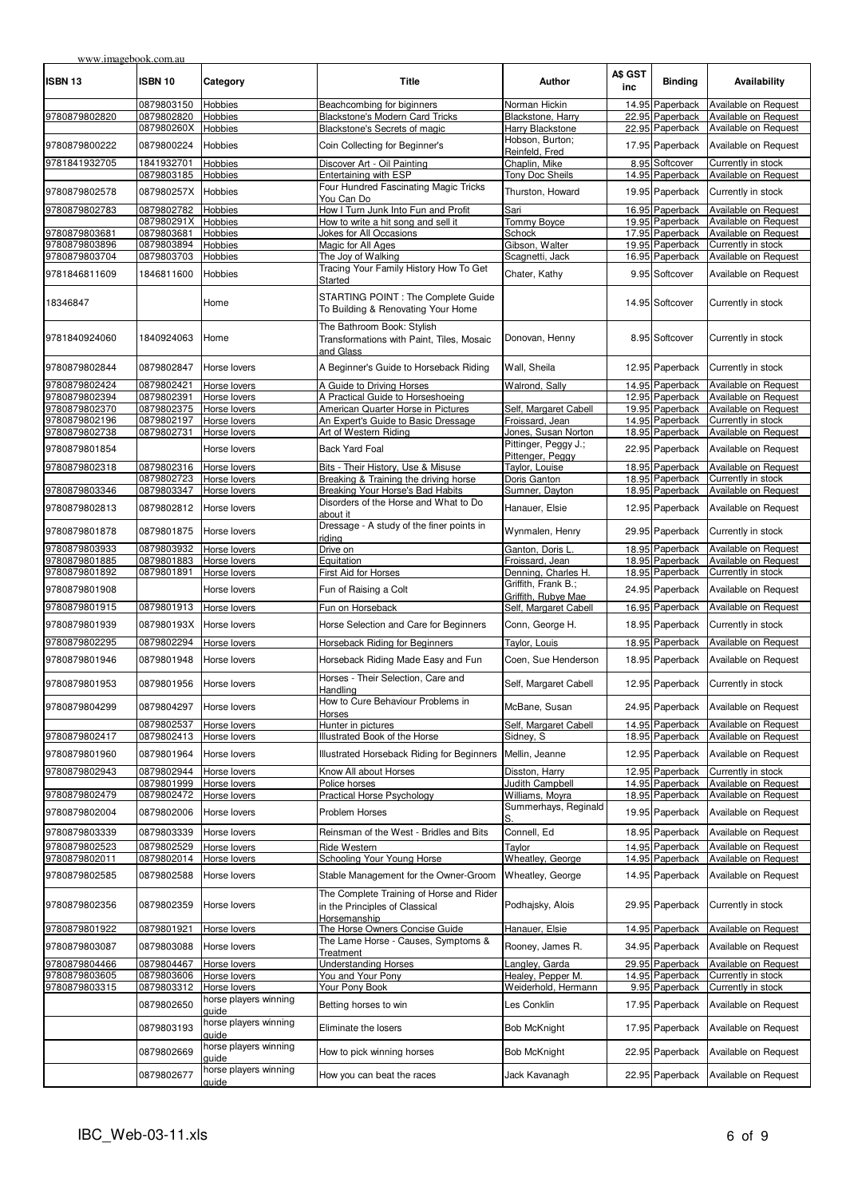| ISBN 13 | ISBN 10 | Category | Title | Author | A$ GST inc | Binding | Availability |
|---|---|---|---|---|---|---|---|
| | 0879803150 | Hobbies | Beachcombing for biginners | Norman Hickin | 14.95 | Paperback | Available on Request |
| 9780879802820 | 0879802820 | Hobbies | Blackstone's Modern Card Tricks | Blackstone, Harry | 22.95 | Paperback | Available on Request |
| | 087980260X | Hobbies | Blackstone's Secrets of magic | Harry Blackstone | 22.95 | Paperback | Available on Request |
| 9780879800222 | 0879800224 | Hobbies | Coin Collecting for Beginner's | Hobson, Burton; Reinfeld, Fred | 17.95 | Paperback | Available on Request |
| 9781841932705 | 1841932701 | Hobbies | Discover Art - Oil Painting | Chaplin, Mike | 8.95 | Softcover | Currently in stock |
| | 0879803185 | Hobbies | Entertaining with ESP | Tony Doc Sheils | 14.95 | Paperback | Available on Request |
| 9780879802578 | 087980257X | Hobbies | Four Hundred Fascinating Magic Tricks You Can Do | Thurston, Howard | 19.95 | Paperback | Currently in stock |
| 9780879802783 | 0879802782 | Hobbies | How I Turn Junk Into Fun and Profit | Sari | 16.95 | Paperback | Available on Request |
| | 087980291X | Hobbies | How to write a hit song and sell it | Tommy Boyce | 19.95 | Paperback | Available on Request |
| 9780879803681 | 0879803681 | Hobbies | Jokes for All Occasions | Schock | 17.95 | Paperback | Available on Request |
| 9780879803896 | 0879803894 | Hobbies | Magic for All Ages | Gibson, Walter | 19.95 | Paperback | Currently in stock |
| 9780879803704 | 0879803703 | Hobbies | The Joy of Walking | Scagnetti, Jack | 16.95 | Paperback | Available on Request |
| 9781846811609 | 1846811600 | Hobbies | Tracing Your Family History How To Get Started | Chater, Kathy | 9.95 | Softcover | Available on Request |
| 18346847 | | Home | STARTING POINT : The Complete Guide To Building & Renovating Your Home | | 14.95 | Softcover | Currently in stock |
| 9781840924060 | 1840924063 | Home | The Bathroom Book: Stylish Transformations with Paint, Tiles, Mosaic and Glass | Donovan, Henny | 8.95 | Softcover | Currently in stock |
| 9780879802844 | 0879802847 | Horse lovers | A Beginner's Guide to Horseback Riding | Wall, Sheila | 12.95 | Paperback | Currently in stock |
| 9780879802421 | 0879802421 | Horse lovers | A Guide to Driving Horses | Walrond, Sally | 14.95 | Paperback | Available on Request |
| 9780879802394 | 0879802391 | Horse lovers | A Practical Guide to Horseshoeing | | 12.95 | Paperback | Available on Request |
| 9780879802370 | 0879802375 | Horse lovers | American Quarter Horse in Pictures | Self, Margaret Cabell | 19.95 | Paperback | Available on Request |
| 9780879802196 | 0879802197 | Horse lovers | An Expert's Guide to Basic Dressage | Froissard, Jean | 14.95 | Paperback | Currently in stock |
| 9780879802738 | 0879802731 | Horse lovers | Art of Western Riding | Jones, Susan Norton | 18.95 | Paperback | Available on Request |
| 9780879801854 | | Horse lovers | Back Yard Foal | Pittinger, Peggy J.; Pittenger, Peggy | 22.95 | Paperback | Available on Request |
| 9780879802318 | 0879802316 | Horse lovers | Bits - Their History, Use & Misuse | Taylor, Louise | 18.95 | Paperback | Available on Request |
| | 0879802723 | Horse lovers | Breaking & Training the driving horse | Doris Ganton | 18.95 | Paperback | Currently in stock |
| 9780879803346 | 0879803347 | Horse lovers | Breaking Your Horse's Bad Habits | Sumner, Dayton | 18.95 | Paperback | Available on Request |
| 9780879802813 | 0879802812 | Horse lovers | Disorders of the Horse and What to Do about it | Hanauer, Elsie | 12.95 | Paperback | Available on Request |
| 9780879801878 | 0879801875 | Horse lovers | Dressage - A study of the finer points in riding | Wynmalen, Henry | 29.95 | Paperback | Currently in stock |
| 9780879803933 | 0879803932 | Horse lovers | Drive on | Ganton, Doris L. | 18.95 | Paperback | Available on Request |
| 9780879801885 | 0879801883 | Horse lovers | Equitation | Froissard, Jean | 18.95 | Paperback | Available on Request |
| 9780879801892 | 0879801891 | Horse lovers | First Aid for Horses | Denning, Charles H. | 18.95 | Paperback | Currently in stock |
| 9780879801908 | | Horse lovers | Fun of Raising a Colt | Griffith, Frank B.; Griffith, Rubye Mae | 24.95 | Paperback | Available on Request |
| 9780879801915 | 0879801913 | Horse lovers | Fun on Horseback | Self, Margaret Cabell | 16.95 | Paperback | Available on Request |
| 9780879801939 | 087980193X | Horse lovers | Horse Selection and Care for Beginners | Conn, George H. | 18.95 | Paperback | Currently in stock |
| 9780879802295 | 0879802294 | Horse lovers | Horseback Riding for Beginners | Taylor, Louis | 18.95 | Paperback | Available on Request |
| 9780879801946 | 0879801948 | Horse lovers | Horseback Riding Made Easy and Fun | Coen, Sue Henderson | 18.95 | Paperback | Available on Request |
| 9780879801953 | 0879801956 | Horse lovers | Horses - Their Selection, Care and Handling | Self, Margaret Cabell | 12.95 | Paperback | Currently in stock |
| 9780879804299 | 0879804297 | Horse lovers | How to Cure Behaviour Problems in Horses | McBane, Susan | 24.95 | Paperback | Available on Request |
| | 0879802537 | Horse lovers | Hunter in pictures | Self, Margaret Cabell | 14.95 | Paperback | Available on Request |
| 9780879802417 | 0879802413 | Horse lovers | Illustrated Book of the Horse | Sidney, S | 18.95 | Paperback | Available on Request |
| 9780879801960 | 0879801964 | Horse lovers | Illustrated Horseback Riding for Beginners | Mellin, Jeanne | 12.95 | Paperback | Available on Request |
| 9780879802943 | 0879802944 | Horse lovers | Know All about Horses | Disston, Harry | 12.95 | Paperback | Currently in stock |
| | 0879801999 | Horse lovers | Police horses | Judith Campbell | 14.95 | Paperback | Available on Request |
| 9780879802479 | 0879802472 | Horse lovers | Practical Horse Psychology | Williams, Moyra | 18.95 | Paperback | Available on Request |
| 9780879802004 | 0879802006 | Horse lovers | Problem Horses | Summerhays, Reginald S. | 19.95 | Paperback | Available on Request |
| 9780879803339 | 0879803339 | Horse lovers | Reinsman of the West - Bridles and Bits | Connell, Ed | 18.95 | Paperback | Available on Request |
| 9780879802523 | 0879802529 | Horse lovers | Ride Western | Taylor | 14.95 | Paperback | Available on Request |
| 9780879802011 | 0879802014 | Horse lovers | Schooling Your Young Horse | Wheatley, George | 14.95 | Paperback | Available on Request |
| 9780879802585 | 0879802588 | Horse lovers | Stable Management for the Owner-Groom | Wheatley, George | 14.95 | Paperback | Available on Request |
| 9780879802356 | 0879802359 | Horse lovers | The Complete Training of Horse and Rider in the Principles of Classical Horsemanship | Podhajsky, Alois | 29.95 | Paperback | Currently in stock |
| 9780879801922 | 0879801921 | Horse lovers | The Horse Owners Concise Guide | Hanauer, Elsie | 14.95 | Paperback | Available on Request |
| 9780879803087 | 0879803088 | Horse lovers | The Lame Horse - Causes, Symptoms & Treatment | Rooney, James R. | 34.95 | Paperback | Available on Request |
| 9780879804466 | 0879804467 | Horse lovers | Understanding Horses | Langley, Garda | 29.95 | Paperback | Available on Request |
| 9780879803605 | 0879803606 | Horse lovers | You and Your Pony | Healey, Pepper M. | 14.95 | Paperback | Currently in stock |
| 9780879803315 | 0879803312 | Horse lovers | Your Pony Book | Weiderhold, Hermann | 9.95 | Paperback | Currently in stock |
| | 0879802650 | horse players winning guide | Betting horses to win | Les Conklin | 17.95 | Paperback | Available on Request |
| | 0879803193 | horse players winning guide | Eliminate the losers | Bob McKnight | 17.95 | Paperback | Available on Request |
| | 0879802669 | horse players winning guide | How to pick winning horses | Bob McKnight | 22.95 | Paperback | Available on Request |
| | 0879802677 | horse players winning guide | How you can beat the races | Jack Kavanagh | 22.95 | Paperback | Available on Request |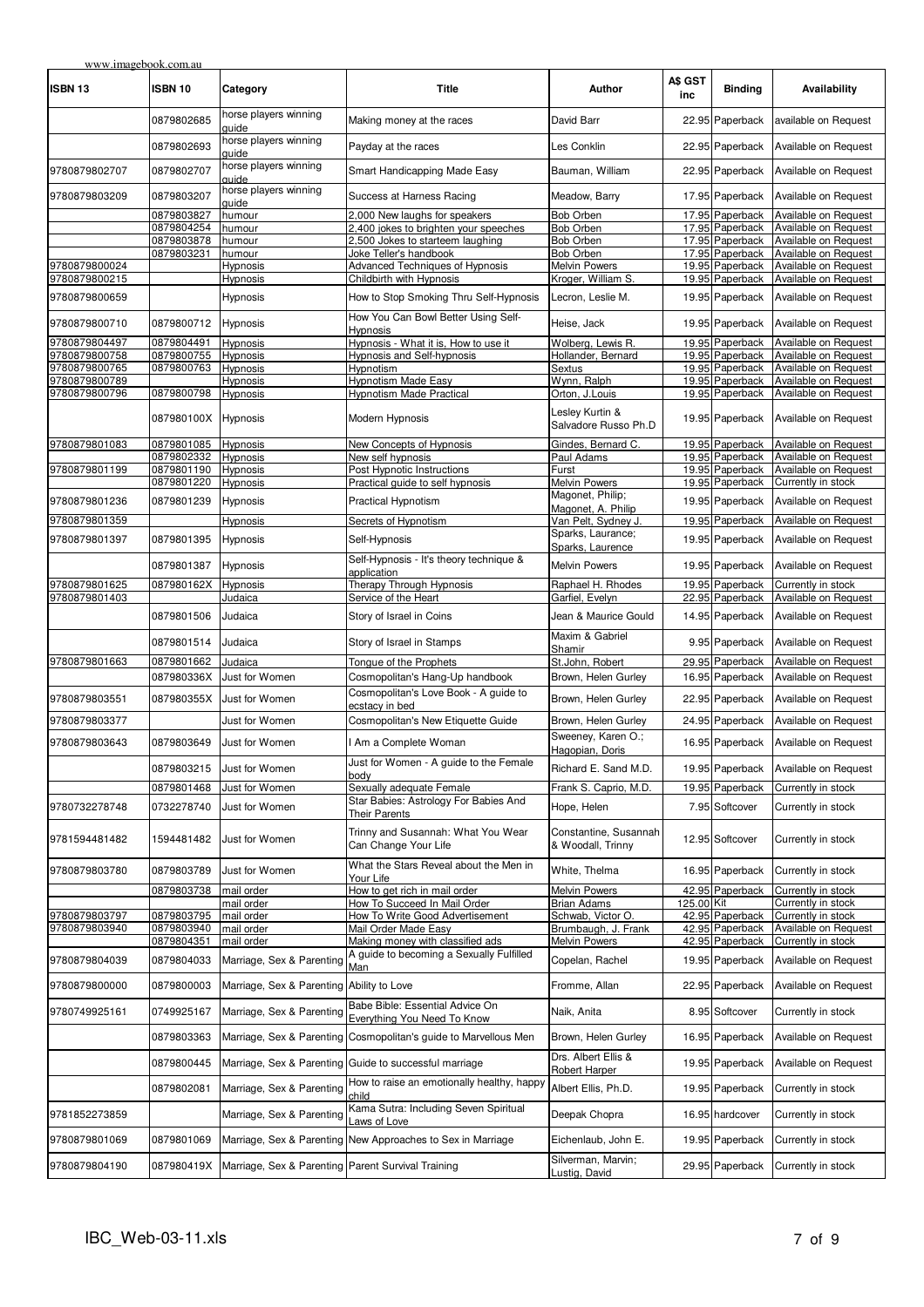| ISBN 13 | ISBN 10 | Category | Title | Author | A$ GST inc | Binding | Availability |
|---|---|---|---|---|---|---|---|
| | 0879802685 | horse players winning guide | Making money at the races | David Barr | 22.95 | Paperback | available on Request |
| | 0879802693 | horse players winning guide | Payday at the races | Les Conklin | 22.95 | Paperback | Available on Request |
| 9780879802707 | 0879802707 | horse players winning guide | Smart Handicapping Made Easy | Bauman, William | 22.95 | Paperback | Available on Request |
| 9780879803209 | 0879803207 | horse players winning guide | Success at Harness Racing | Meadow, Barry | 17.95 | Paperback | Available on Request |
| | 0879803827 | humour | 2,000 New laughs for speakers | Bob Orben | 17.95 | Paperback | Available on Request |
| | 0879804254 | humour | 2,400 jokes to brighten your speeches | Bob Orben | 17.95 | Paperback | Available on Request |
| | 0879803878 | humour | 2,500 Jokes to starteem laughing | Bob Orben | 17.95 | Paperback | Available on Request |
| | 0879803231 | humour | Joke Teller's handbook | Bob Orben | 17.95 | Paperback | Available on Request |
| 9780879800024 | | Hypnosis | Advanced Techniques of Hypnosis | Melvin Powers | 19.95 | Paperback | Available on Request |
| 9780879800215 | | Hypnosis | Childbirth with Hypnosis | Kroger, William S. | 19.95 | Paperback | Available on Request |
| 9780879800659 | | Hypnosis | How to Stop Smoking Thru Self-Hypnosis | Lecron, Leslie M. | 19.95 | Paperback | Available on Request |
| 9780879800710 | 0879800712 | Hypnosis | How You Can Bowl Better Using Self-Hypnosis | Heise, Jack | 19.95 | Paperback | Available on Request |
| 9780879804497 | 0879804491 | Hypnosis | Hypnosis - What it is, How to use it | Wolberg, Lewis R. | 19.95 | Paperback | Available on Request |
| 9780879800758 | 0879800755 | Hypnosis | Hypnosis and Self-hypnosis | Hollander, Bernard | 19.95 | Paperback | Available on Request |
| 9780879800765 | 0879800763 | Hypnosis | Hypnotism | Sextus | 19.95 | Paperback | Available on Request |
| 9780879800789 | | Hypnosis | Hypnotism Made Easy | Wynn, Ralph | 19.95 | Paperback | Available on Request |
| 9780879800796 | 0879800798 | Hypnosis | Hypnotism Made Practical | Orton, J.Louis | 19.95 | Paperback | Available on Request |
| | 087980100X | Hypnosis | Modern Hypnosis | Lesley Kurtin & Salvadore Russo Ph.D | 19.95 | Paperback | Available on Request |
| 9780879801083 | 0879801085 | Hypnosis | New Concepts of Hypnosis | Gindes, Bernard C. | 19.95 | Paperback | Available on Request |
| | 0879802332 | Hypnosis | New self hypnosis | Paul Adams | 19.95 | Paperback | Available on Request |
| 9780879801199 | 0879801190 | Hypnosis | Post Hypnotic Instructions | Furst | 19.95 | Paperback | Available on Request |
| | 0879801220 | Hypnosis | Practical guide to self hypnosis | Melvin Powers | 19.95 | Paperback | Currently in stock |
| 9780879801236 | 0879801239 | Hypnosis | Practical Hypnotism | Magonet, Philip; Magonet, A. Philip | 19.95 | Paperback | Available on Request |
| 9780879801359 | | Hypnosis | Secrets of Hypnotism | Van Pelt, Sydney J. | 19.95 | Paperback | Available on Request |
| 9780879801397 | 0879801395 | Hypnosis | Self-Hypnosis | Sparks, Laurance; Sparks, Laurence | 19.95 | Paperback | Available on Request |
| | 0879801387 | Hypnosis | Self-Hypnosis - It's theory technique & application | Melvin Powers | 19.95 | Paperback | Available on Request |
| 9780879801625 | 087980162X | Hypnosis | Therapy Through Hypnosis | Raphael H. Rhodes | 19.95 | Paperback | Currently in stock |
| 9780879801403 | | Judaica | Service of the Heart | Garfiel, Evelyn | 22.95 | Paperback | Available on Request |
| | 0879801506 | Judaica | Story of Israel in Coins | Jean & Maurice Gould | 14.95 | Paperback | Available on Request |
| | 0879801514 | Judaica | Story of Israel in Stamps | Maxim & Gabriel Shamir | 9.95 | Paperback | Available on Request |
| 9780879801663 | 0879801662 | Judaica | Tongue of the Prophets | St.John, Robert | 29.95 | Paperback | Available on Request |
| | 087980336X | Just for Women | Cosmopolitan's Hang-Up handbook | Brown, Helen Gurley | 16.95 | Paperback | Available on Request |
| 9780879803551 | 087980355X | Just for Women | Cosmopolitan's Love Book - A guide to ecstacy in bed | Brown, Helen Gurley | 22.95 | Paperback | Available on Request |
| 9780879803377 | | Just for Women | Cosmopolitan's New Etiquette Guide | Brown, Helen Gurley | 24.95 | Paperback | Available on Request |
| 9780879803643 | 0879803649 | Just for Women | I Am a Complete Woman | Sweeney, Karen O.; Hagopian, Doris | 16.95 | Paperback | Available on Request |
| | 0879803215 | Just for Women | Just for Women - A guide to the Female body | Richard E. Sand M.D. | 19.95 | Paperback | Available on Request |
| | 0879801468 | Just for Women | Sexually adequate Female | Frank S. Caprio, M.D. | 19.95 | Paperback | Currently in stock |
| 9780732278748 | 0732278740 | Just for Women | Star Babies: Astrology For Babies And Their Parents | Hope, Helen | 7.95 | Softcover | Currently in stock |
| 9781594481482 | 1594481482 | Just for Women | Trinny and Susannah: What You Wear Can Change Your Life | Constantine, Susannah & Woodall, Trinny | 12.95 | Softcover | Currently in stock |
| 9780879803780 | 0879803789 | Just for Women | What the Stars Reveal about the Men in Your Life | White, Thelma | 16.95 | Paperback | Currently in stock |
| | 0879803738 | mail order | How to get rich in mail order | Melvin Powers | 42.95 | Paperback | Currently in stock |
| | | mail order | How To Succeed In Mail Order | Brian Adams | 125.00 | Kit | Currently in stock |
| 9780879803797 | 0879803795 | mail order | How To Write Good Advertisement | Schwab, Victor O. | 42.95 | Paperback | Currently in stock |
| 9780879803940 | 0879803940 | mail order | Mail Order Made Easy | Brumbaugh, J. Frank | 42.95 | Paperback | Available on Request |
| | 0879804351 | mail order | Making money with classified ads | Melvin Powers | 42.95 | Paperback | Currently in stock |
| 9780879804039 | 0879804033 | Marriage, Sex & Parenting | A guide to becoming a Sexually Fulfilled Man | Copelan, Rachel | 19.95 | Paperback | Available on Request |
| 9780879800000 | 0879800003 | Marriage, Sex & Parenting | Ability to Love | Fromme, Allan | 22.95 | Paperback | Available on Request |
| 9780749925161 | 0749925167 | Marriage, Sex & Parenting | Babe Bible: Essential Advice On Everything You Need To Know | Naik, Anita | 8.95 | Softcover | Currently in stock |
| | 0879803363 | Marriage, Sex & Parenting | Cosmopolitan's guide to Marvellous Men | Brown, Helen Gurley | 16.95 | Paperback | Available on Request |
| | 0879800445 | Marriage, Sex & Parenting | Guide to successful marriage | Drs. Albert Ellis & Robert Harper | 19.95 | Paperback | Available on Request |
| | 0879802081 | Marriage, Sex & Parenting | How to raise an emotionally healthy, happy child | Albert Ellis, Ph.D. | 19.95 | Paperback | Currently in stock |
| 9781852273859 | | Marriage, Sex & Parenting | Kama Sutra: Including Seven Spiritual Laws of Love | Deepak Chopra | 16.95 | hardcover | Currently in stock |
| 9780879801069 | 0879801069 | Marriage, Sex & Parenting | New Approaches to Sex in Marriage | Eichenlaub, John E. | 19.95 | Paperback | Currently in stock |
| 9780879804190 | 087980419X | Marriage, Sex & Parenting | Parent Survival Training | Silverman, Marvin; Lustig, David | 29.95 | Paperback | Currently in stock |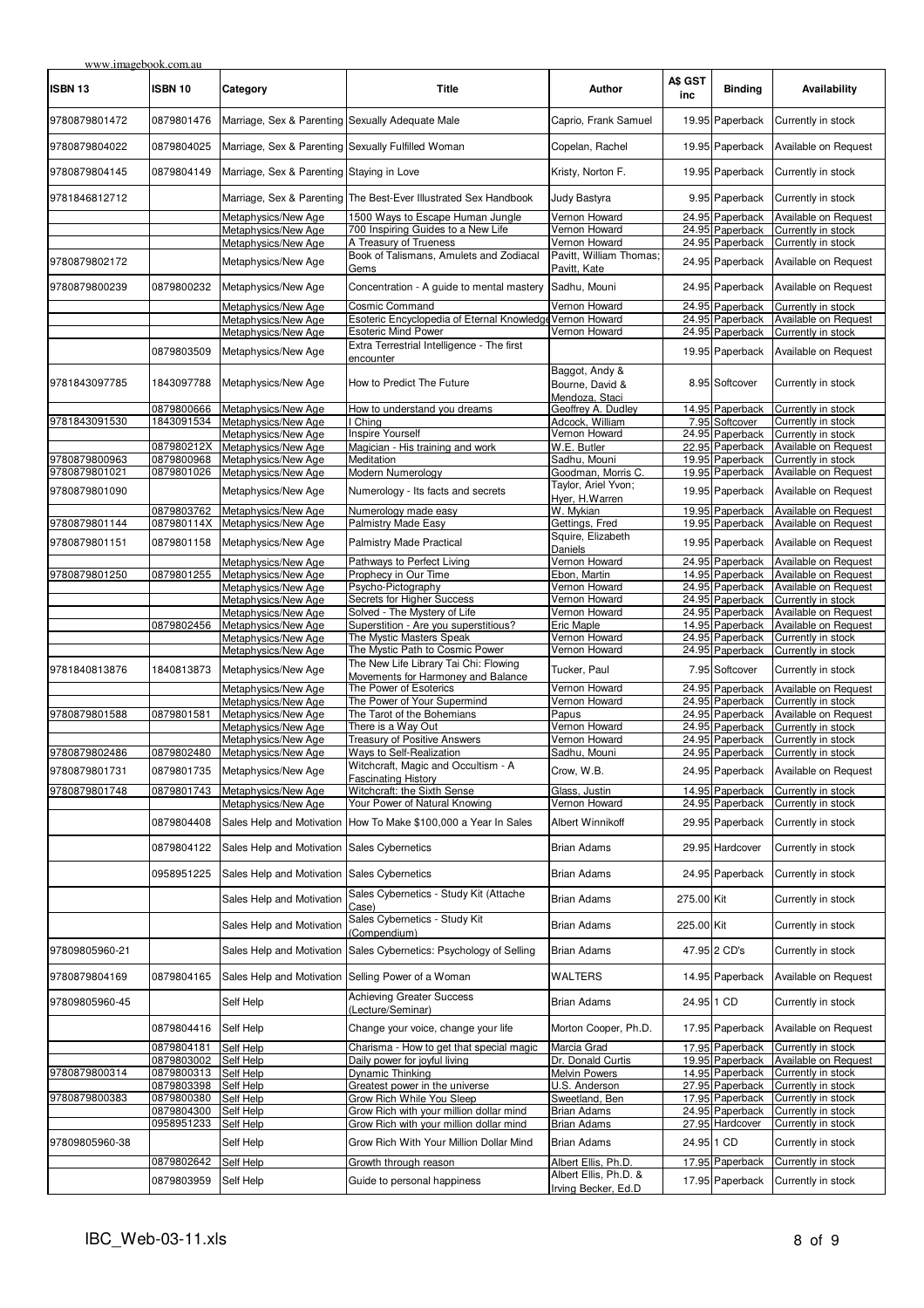| ISBN 13 | ISBN 10 | Category | Title | Author | A$ GST inc | Binding | Availability |
|---|---|---|---|---|---|---|---|
| 9780879801472 | 0879801476 | Marriage, Sex & Parenting | Sexually Adequate Male | Caprio, Frank Samuel | 19.95 | Paperback | Currently in stock |
| 9780879804022 | 0879804025 | Marriage, Sex & Parenting | Sexually Fulfilled Woman | Copelan, Rachel | 19.95 | Paperback | Available on Request |
| 9780879804145 | 0879804149 | Marriage, Sex & Parenting | Staying in Love | Kristy, Norton F. | 19.95 | Paperback | Currently in stock |
| 9781846812712 | | Marriage, Sex & Parenting | The Best-Ever Illustrated Sex Handbook | Judy Bastyra | 9.95 | Paperback | Currently in stock |
| | | Metaphysics/New Age | 1500 Ways to Escape Human Jungle | Vernon Howard | 24.95 | Paperback | Available on Request |
| | | Metaphysics/New Age | 700 Inspiring Guides to a New Life | Vernon Howard | 24.95 | Paperback | Currently in stock |
| | | Metaphysics/New Age | A Treasury of Trueness | Vernon Howard | 24.95 | Paperback | Currently in stock |
| 9780879802172 | | Metaphysics/New Age | Book of Talismans, Amulets and Zodiacal Gems | Pavitt, William Thomas; Pavitt, Kate | 24.95 | Paperback | Available on Request |
| 9780879800239 | 0879800232 | Metaphysics/New Age | Concentration - A guide to mental mastery | Sadhu, Mouni | 24.95 | Paperback | Available on Request |
| | | Metaphysics/New Age | Cosmic Command | Vernon Howard | 24.95 | Paperback | Currently in stock |
| | | Metaphysics/New Age | Esoteric Encyclopedia of Eternal Knowledge | Vernon Howard | 24.95 | Paperback | Available on Request |
| | | Metaphysics/New Age | Esoteric Mind Power | Vernon Howard | 24.95 | Paperback | Currently in stock |
| | 0879803509 | Metaphysics/New Age | Extra Terrestrial Intelligence - The first encounter | | 19.95 | Paperback | Available on Request |
| 9781843097785 | 1843097788 | Metaphysics/New Age | How to Predict The Future | Baggot, Andy & Bourne, David & Mendoza, Staci | 8.95 | Softcover | Currently in stock |
| | 0879800666 | Metaphysics/New Age | How to understand you dreams | Geoffrey A. Dudley | 14.95 | Paperback | Currently in stock |
| 9781843091530 | 1843091534 | Metaphysics/New Age | I Ching | Adcock, William | 7.95 | Softcover | Currently in stock |
| | | Metaphysics/New Age | Inspire Yourself | Vernon Howard | 24.95 | Paperback | Currently in stock |
| | 087980212X | Metaphysics/New Age | Magician - His training and work | W.E. Butler | 22.95 | Paperback | Available on Request |
| 9780879800963 | 0879800968 | Metaphysics/New Age | Meditation | Sadhu, Mouni | 19.95 | Paperback | Currently in stock |
| 9780879801021 | 0879801026 | Metaphysics/New Age | Modern Numerology | Goodman, Morris C. | 19.95 | Paperback | Available on Request |
| 9780879801090 | | Metaphysics/New Age | Numerology - Its facts and secrets | Taylor, Ariel Yvon; Hyer, H.Warren | 19.95 | Paperback | Available on Request |
| | 0879803762 | Metaphysics/New Age | Numerology made easy | W. Mykian | 19.95 | Paperback | Available on Request |
| 9780879801144 | 087980114X | Metaphysics/New Age | Palmistry Made Easy | Gettings, Fred | 19.95 | Paperback | Available on Request |
| 9780879801151 | 0879801158 | Metaphysics/New Age | Palmistry Made Practical | Squire, Elizabeth Daniels | 19.95 | Paperback | Available on Request |
| | | Metaphysics/New Age | Pathways to Perfect Living | Vernon Howard | 24.95 | Paperback | Available on Request |
| 9780879801250 | 0879801255 | Metaphysics/New Age | Prophecy in Our Time | Ebon, Martin | 14.95 | Paperback | Available on Request |
| | | Metaphysics/New Age | Psycho-Pictography | Vernon Howard | 24.95 | Paperback | Available on Request |
| | | Metaphysics/New Age | Secrets for Higher Success | Vernon Howard | 24.95 | Paperback | Currently in stock |
| | | Metaphysics/New Age | Solved - The Mystery of Life | Vernon Howard | 24.95 | Paperback | Available on Request |
| | 0879802456 | Metaphysics/New Age | Superstition - Are you superstitious? | Eric Maple | 14.95 | Paperback | Available on Request |
| | | Metaphysics/New Age | The Mystic Masters Speak | Vernon Howard | 24.95 | Paperback | Currently in stock |
| | | Metaphysics/New Age | The Mystic Path to Cosmic Power | Vernon Howard | 24.95 | Paperback | Currently in stock |
| 9781840813876 | 1840813873 | Metaphysics/New Age | The New Life Library Tai Chi: Flowing Movements for Harmoney and Balance | Tucker, Paul | 7.95 | Softcover | Currently in stock |
| | | Metaphysics/New Age | The Power of Esoterics | Vernon Howard | 24.95 | Paperback | Available on Request |
| | | Metaphysics/New Age | The Power of Your Supermind | Vernon Howard | 24.95 | Paperback | Currently in stock |
| 9780879801588 | 0879801581 | Metaphysics/New Age | The Tarot of the Bohemians | Papus | 24.95 | Paperback | Available on Request |
| | | Metaphysics/New Age | There is a Way Out | Vernon Howard | 24.95 | Paperback | Currently in stock |
| | | Metaphysics/New Age | Treasury of Positive Answers | Vernon Howard | 24.95 | Paperback | Currently in stock |
| 9780879802486 | 0879802480 | Metaphysics/New Age | Ways to Self-Realization | Sadhu, Mouni | 24.95 | Paperback | Currently in stock |
| 9780879801731 | 0879801735 | Metaphysics/New Age | Witchcraft, Magic and Occultism - A Fascinating History | Crow, W.B. | 24.95 | Paperback | Available on Request |
| 9780879801748 | 0879801743 | Metaphysics/New Age | Witchcraft: the Sixth Sense | Glass, Justin | 14.95 | Paperback | Currently in stock |
| | | Metaphysics/New Age | Your Power of Natural Knowing | Vernon Howard | 24.95 | Paperback | Currently in stock |
| | 0879804408 | Sales Help and Motivation | How To Make $100,000 a Year In Sales | Albert Winnikoff | 29.95 | Paperback | Currently in stock |
| | 0879804122 | Sales Help and Motivation | Sales Cybernetics | Brian Adams | 29.95 | Hardcover | Currently in stock |
| | 0958951225 | Sales Help and Motivation | Sales Cybernetics | Brian Adams | 24.95 | Paperback | Currently in stock |
| | | Sales Help and Motivation | Sales Cybernetics - Study Kit (Attache Case) | Brian Adams | 275.00 | Kit | Currently in stock |
| | | Sales Help and Motivation | Sales Cybernetics - Study Kit (Compendium) | Brian Adams | 225.00 | Kit | Currently in stock |
| 97809805960-21 | | Sales Help and Motivation | Sales Cybernetics: Psychology of Selling | Brian Adams | 47.95 | 2 CD's | Currently in stock |
| 9780879804169 | 0879804165 | Sales Help and Motivation | Selling Power of a Woman | WALTERS | 14.95 | Paperback | Available on Request |
| 97809805960-45 | | Self Help | Achieving Greater Success (Lecture/Seminar) | Brian Adams | 24.95 | 1 CD | Currently in stock |
| | 0879804416 | Self Help | Change your voice, change your life | Morton Cooper, Ph.D. | 17.95 | Paperback | Available on Request |
| | 0879804181 | Self Help | Charisma - How to get that special magic | Marcia Grad | 17.95 | Paperback | Currently in stock |
| | 0879803002 | Self Help | Daily power for joyful living | Dr. Donald Curtis | 19.95 | Paperback | Available on Request |
| 9780879800314 | 0879800313 | Self Help | Dynamic Thinking | Melvin Powers | 14.95 | Paperback | Currently in stock |
| | 0879803398 | Self Help | Greatest power in the universe | U.S. Anderson | 27.95 | Paperback | Currently in stock |
| 9780879800383 | 0879800380 | Self Help | Grow Rich While You Sleep | Sweetland, Ben | 17.95 | Paperback | Currently in stock |
| | 0879804300 | Self Help | Grow Rich with your million dollar mind | Brian Adams | 24.95 | Paperback | Currently in stock |
| | 0958951233 | Self Help | Grow Rich with your million dollar mind | Brian Adams | 27.95 | Hardcover | Currently in stock |
| 97809805960-38 | | Self Help | Grow Rich With Your Million Dollar Mind | Brian Adams | 24.95 | 1 CD | Currently in stock |
| | 0879802642 | Self Help | Growth through reason | Albert Ellis, Ph.D. | 17.95 | Paperback | Currently in stock |
| | 0879803959 | Self Help | Guide to personal happiness | Albert Ellis, Ph.D. & Irving Becker, Ed.D | 17.95 | Paperback | Currently in stock |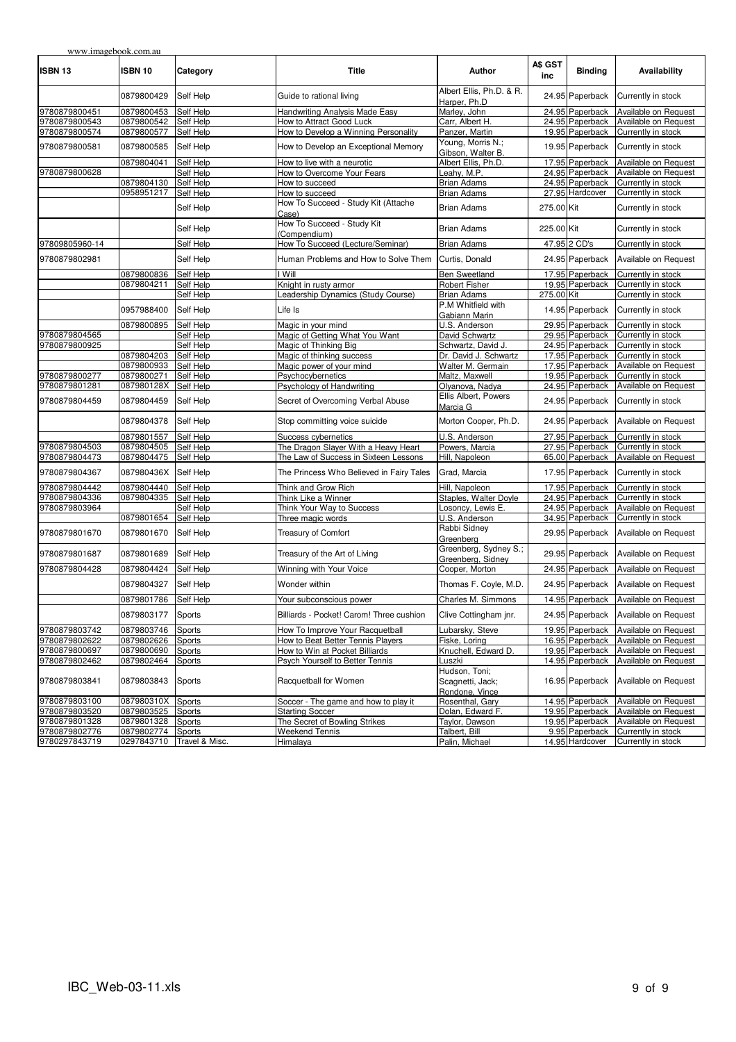www.imagebook.com.au

| ISBN 13 | ISBN 10 | Category | Title | Author | A$ GST inc | Binding | Availability |
|---|---|---|---|---|---|---|---|
| | 0879800429 | Self Help | Guide to rational living | Albert Ellis, Ph.D. & R. Harper, Ph.D | 24.95 | Paperback | Currently in stock |
| 9780879800451 | 0879800453 | Self Help | Handwriting Analysis Made Easy | Marley, John | 24.95 | Paperback | Available on Request |
| 9780879800543 | 0879800542 | Self Help | How to Attract Good Luck | Carr, Albert H. | 24.95 | Paperback | Available on Request |
| 9780879800574 | 0879800577 | Self Help | How to Develop a Winning Personality | Panzer, Martin | 19.95 | Paperback | Currently in stock |
| 9780879800581 | 0879800585 | Self Help | How to Develop an Exceptional Memory | Young, Morris N.; Gibson, Walter B. | 19.95 | Paperback | Currently in stock |
| | 0879804041 | Self Help | How to live with a neurotic | Albert Ellis, Ph.D. | 17.95 | Paperback | Available on Request |
| 9780879800628 | | Self Help | How to Overcome Your Fears | Leahy, M.P. | 24.95 | Paperback | Available on Request |
| | 0879804130 | Self Help | How to succeed | Brian Adams | 24.95 | Paperback | Currently in stock |
| | 0958951217 | Self Help | How to succeed | Brian Adams | 27.95 | Hardcover | Currently in stock |
| | | Self Help | How To Succeed - Study Kit (Attache Case) | Brian Adams | 275.00 | Kit | Currently in stock |
| | | Self Help | How To Succeed - Study Kit (Compendium) | Brian Adams | 225.00 | Kit | Currently in stock |
| 97809805960-14 | | Self Help | How To Succeed (Lecture/Seminar) | Brian Adams | 47.95 | 2 CD's | Currently in stock |
| 9780879802981 | | Self Help | Human Problems and How to Solve Them | Curtis, Donald | 24.95 | Paperback | Available on Request |
| | 0879800836 | Self Help | I Will | Ben Sweetland | 17.95 | Paperback | Currently in stock |
| | 0879804211 | Self Help | Knight in rusty armor | Robert Fisher | 19.95 | Paperback | Currently in stock |
| | | Self Help | Leadership Dynamics (Study Course) | Brian Adams | 275.00 | Kit | Currently in stock |
| | 0957988400 | Self Help | Life Is | P.M Whitfield with Gabiann Marin | 14.95 | Paperback | Currently in stock |
| | 0879800895 | Self Help | Magic in your mind | U.S. Anderson | 29.95 | Paperback | Currently in stock |
| 9780879804565 | | Self Help | Magic of Getting What You Want | David Schwartz | 29.95 | Paperback | Currently in stock |
| 9780879800925 | | Self Help | Magic of Thinking Big | Schwartz, David J. | 24.95 | Paperback | Currently in stock |
| | 0879804203 | Self Help | Magic of thinking success | Dr. David J. Schwartz | 17.95 | Paperback | Currently in stock |
| | 0879800933 | Self Help | Magic power of your mind | Walter M. Germain | 17.95 | Paperback | Available on Request |
| 9780879800277 | 0879800271 | Self Help | Psychocybernetics | Maltz, Maxwell | 19.95 | Paperback | Currently in stock |
| 9780879801281 | 087980128X | Self Help | Psychology of Handwriting | Olyanova, Nadya | 24.95 | Paperback | Available on Request |
| 9780879804459 | 0879804459 | Self Help | Secret of Overcoming Verbal Abuse | Ellis Albert, Powers Marcia G | 24.95 | Paperback | Currently in stock |
| | 0879804378 | Self Help | Stop committing voice suicide | Morton Cooper, Ph.D. | 24.95 | Paperback | Available on Request |
| | 0879801557 | Self Help | Success cybernetics | U.S. Anderson | 27.95 | Paperback | Currently in stock |
| 9780879804503 | 0879804505 | Self Help | The Dragon Slayer With a Heavy Heart | Powers, Marcia | 27.95 | Paperback | Currently in stock |
| 9780879804473 | 0879804475 | Self Help | The Law of Success in Sixteen Lessons | Hill, Napoleon | 65.00 | Paperback | Available on Request |
| 9780879804367 | 087980436X | Self Help | The Princess Who Believed in Fairy Tales | Grad, Marcia | 17.95 | Paperback | Currently in stock |
| 9780879804442 | 0879804440 | Self Help | Think and Grow Rich | Hill, Napoleon | 17.95 | Paperback | Currently in stock |
| 9780879804336 | 0879804335 | Self Help | Think Like a Winner | Staples, Walter Doyle | 24.95 | Paperback | Currently in stock |
| 9780879803964 | | Self Help | Think Your Way to Success | Losoncy, Lewis E. | 24.95 | Paperback | Available on Request |
| | 0879801654 | Self Help | Three magic words | U.S. Anderson | 34.95 | Paperback | Currently in stock |
| 9780879801670 | 0879801670 | Self Help | Treasury of Comfort | Rabbi Sidney Greenberg | 29.95 | Paperback | Available on Request |
| 9780879801687 | 0879801689 | Self Help | Treasury of the Art of Living | Greenberg, Sydney S.; Greenberg, Sidney | 29.95 | Paperback | Available on Request |
| 9780879804428 | 0879804424 | Self Help | Winning with Your Voice | Cooper, Morton | 24.95 | Paperback | Available on Request |
| | 0879804327 | Self Help | Wonder within | Thomas F. Coyle, M.D. | 24.95 | Paperback | Available on Request |
| | 0879801786 | Self Help | Your subconscious power | Charles M. Simmons | 14.95 | Paperback | Available on Request |
| | 0879803177 | Sports | Billiards - Pocket! Carom! Three cushion | Clive Cottingham jnr. | 24.95 | Paperback | Available on Request |
| 9780879803742 | 0879803746 | Sports | How To Improve Your Racquetball | Lubarsky, Steve | 19.95 | Paperback | Available on Request |
| 9780879802622 | 0879802626 | Sports | How to Beat Better Tennis Players | Fiske, Loring | 16.95 | Paperback | Available on Request |
| 9780879800697 | 0879800690 | Sports | How to Win at Pocket Billiards | Knuchell, Edward D. | 19.95 | Paperback | Available on Request |
| 9780879802462 | 0879802464 | Sports | Psych Yourself to Better Tennis | Luszki | 14.95 | Paperback | Available on Request |
| 9780879803841 | 0879803843 | Sports | Racquetball for Women | Hudson, Toni; Scagnetti, Jack; Rondone, Vince | 16.95 | Paperback | Available on Request |
| 9780879803100 | 087980310X | Sports | Soccer - The game and how to play it | Rosenthal, Gary | 14.95 | Paperback | Available on Request |
| 9780879803520 | 0879803525 | Sports | Starting Soccer | Dolan, Edward F. | 19.95 | Paperback | Available on Request |
| 9780879801328 | 0879801328 | Sports | The Secret of Bowling Strikes | Taylor, Dawson | 19.95 | Paperback | Available on Request |
| 9780879802776 | 0879802774 | Sports | Weekend Tennis | Talbert, Bill | 9.95 | Paperback | Currently in stock |
| 9780297843719 | 0297843710 | Travel & Misc. | Himalaya | Palin, Michael | 14.95 | Hardcover | Currently in stock |

IBC_Web-03-11.xls